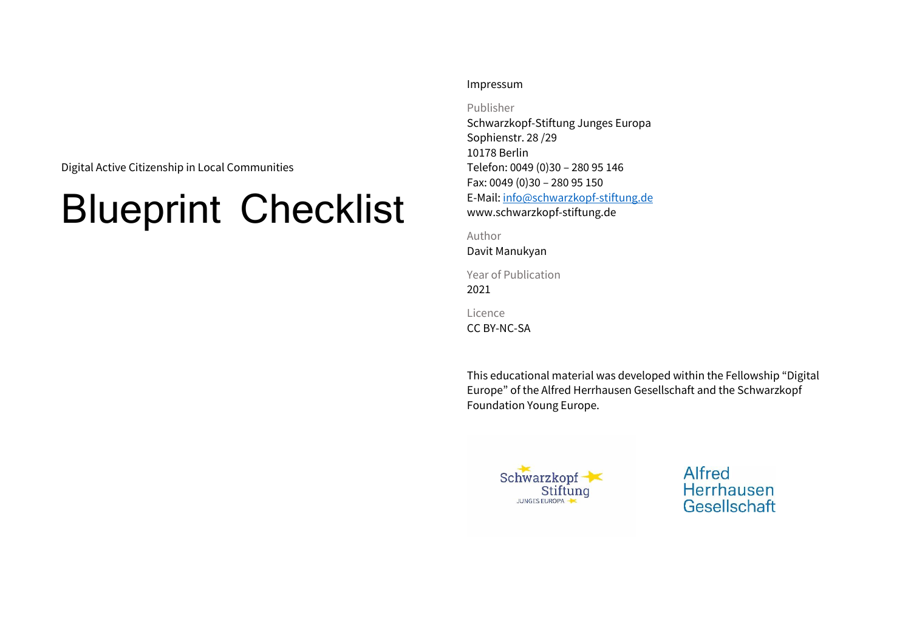Digital Active Citizenship in Local Communities

# Blueprint Checklist

Impressum

Publisher
Schwarzkopf-Stiftung Junges Europa
Sophienstr. 28 /29
10178 Berlin
Telefon: 0049 (0)30 – 280 95 146
Fax: 0049 (0)30 – 280 95 150
E-Mail: info@schwarzkopf-stiftung.de
www.schwarzkopf-stiftung.de

Author
Davit Manukyan

Year of Publication
2021

Licence
CC BY-NC-SA

This educational material was developed within the Fellowship "Digital Europe" of the Alfred Herrhausen Gesellschaft and the Schwarzkopf Foundation Young Europe.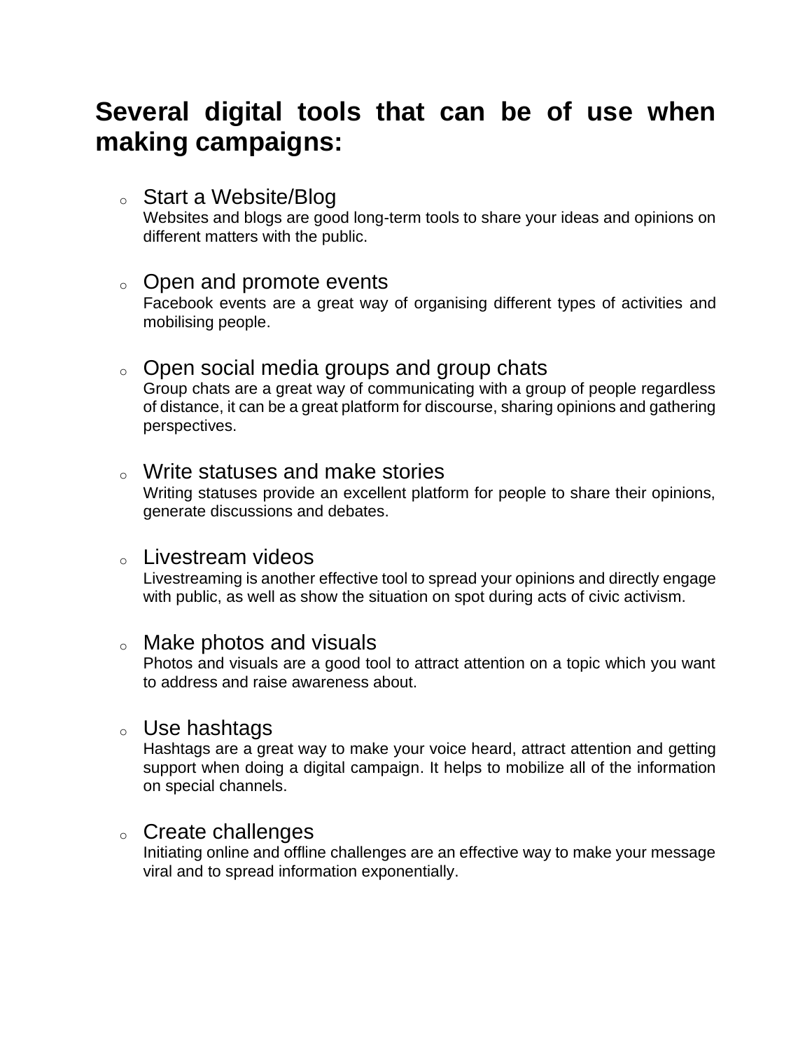## Several digital tools that can be of use when making campaigns:

- Start a Website/Blog
  Websites and blogs are good long-term tools to share your ideas and opinions on different matters with the public.

- Open and promote events
  Facebook events are a great way of organising different types of activities and mobilising people.

- Open social media groups and group chats
  Group chats are a great way of communicating with a group of people regardless of distance, it can be a great platform for discourse, sharing opinions and gathering perspectives.

- Write statuses and make stories
  Writing statuses provide an excellent platform for people to share their opinions, generate discussions and debates.

- Livestream videos
  Livestreaming is another effective tool to spread your opinions and directly engage with public, as well as show the situation on spot during acts of civic activism.

- Make photos and visuals
  Photos and visuals are a good tool to attract attention on a topic which you want to address and raise awareness about.

- Use hashtags
  Hashtags are a great way to make your voice heard, attract attention and getting support when doing a digital campaign. It helps to mobilize all of the information on special channels.

- Create challenges
  Initiating online and offline challenges are an effective way to make your message viral and to spread information exponentially.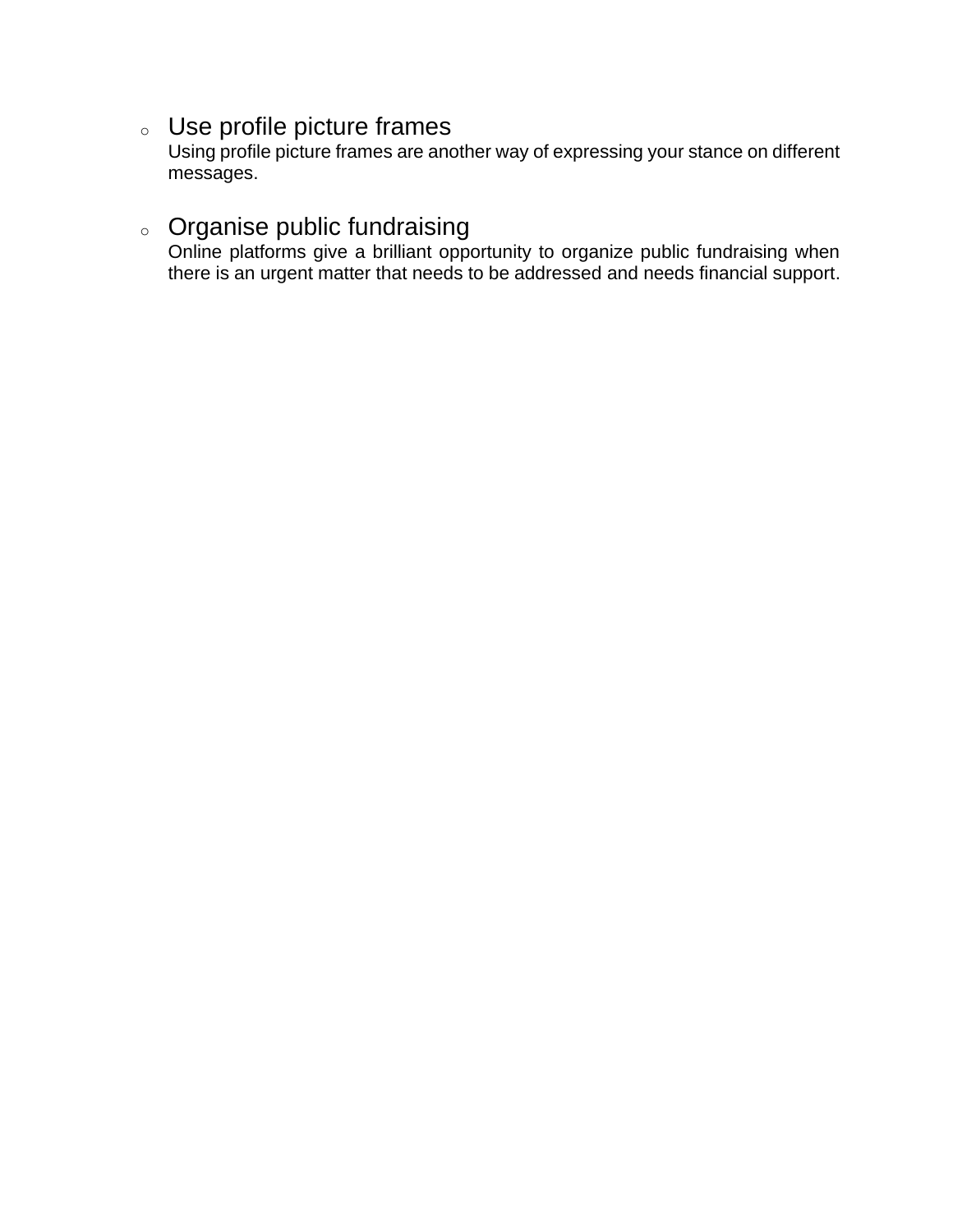- Use profile picture frames

  Using profile picture frames are another way of expressing your stance on different messages.

- Organise public fundraising

  Online platforms give a brilliant opportunity to organize public fundraising when there is an urgent matter that needs to be addressed and needs financial support.